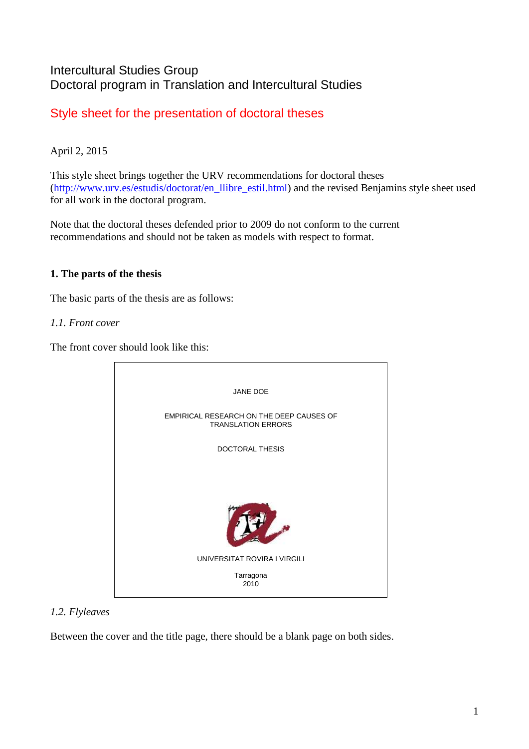Intercultural Studies Group
Doctoral program in Translation and Intercultural Studies

# Style sheet for the presentation of doctoral theses

April 2, 2015

This style sheet brings together the URV recommendations for doctoral theses (http://www.urv.es/estudis/doctorat/en_llibre_estil.html) and the revised Benjamins style sheet used for all work in the doctoral program.

Note that the doctoral theses defended prior to 2009 do not conform to the current recommendations and should not be taken as models with respect to format.

## 1. The parts of the thesis

The basic parts of the thesis are as follows:

### *1.1. Front cover*

The front cover should look like this:

> JANE DOE
>
> EMPIRICAL RESEARCH ON THE DEEP CAUSES OF TRANSLATION ERRORS
>
> DOCTORAL THESIS
>
> UNIVERSITAT ROVIRA I VIRGILI
>
> Tarragona
> 2010

### *1.2. Flyleaves*

Between the cover and the title page, there should be a blank page on both sides.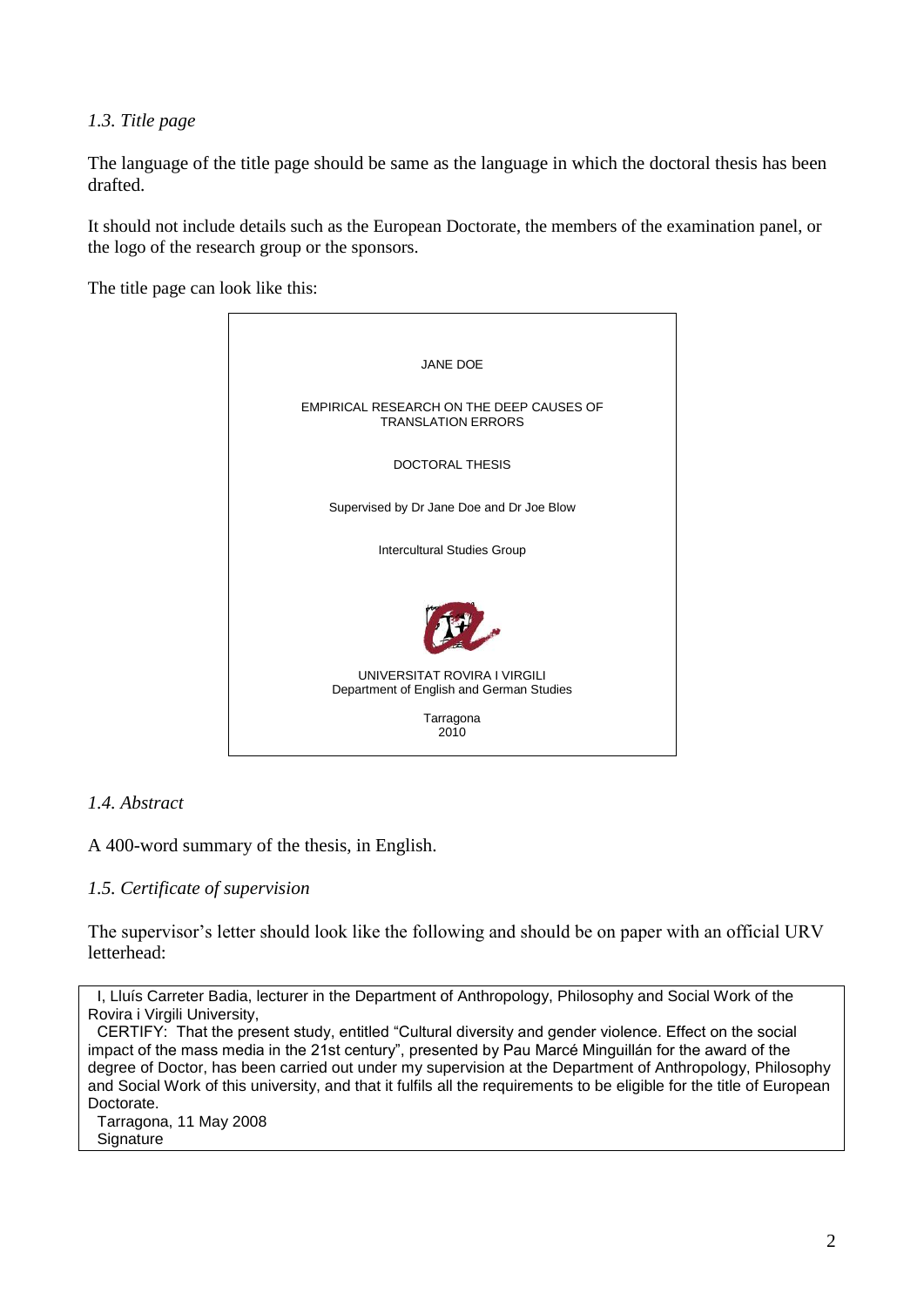### *1.3. Title page*

The language of the title page should be same as the language in which the doctoral thesis has been drafted.

It should not include details such as the European Doctorate, the members of the examination panel, or the logo of the research group or the sponsors.

The title page can look like this:

> JANE DOE
>
> EMPIRICAL RESEARCH ON THE DEEP CAUSES OF TRANSLATION ERRORS
>
> DOCTORAL THESIS
>
> Supervised by Dr Jane Doe and Dr Joe Blow
>
> Intercultural Studies Group
>
> UNIVERSITAT ROVIRA I VIRGILI
> Department of English and German Studies
>
> Tarragona
> 2010

### *1.4. Abstract*

A 400-word summary of the thesis, in English.

### *1.5. Certificate of supervision*

The supervisor's letter should look like the following and should be on paper with an official URV letterhead:

> I, Lluís Carreter Badia, lecturer in the Department of Anthropology, Philosophy and Social Work of the Rovira i Virgili University,
>
> CERTIFY: That the present study, entitled "Cultural diversity and gender violence. Effect on the social impact of the mass media in the 21st century", presented by Pau Marcé Minguillán for the award of the degree of Doctor, has been carried out under my supervision at the Department of Anthropology, Philosophy and Social Work of this university, and that it fulfils all the requirements to be eligible for the title of European Doctorate.
>
> Tarragona, 11 May 2008
>
> Signature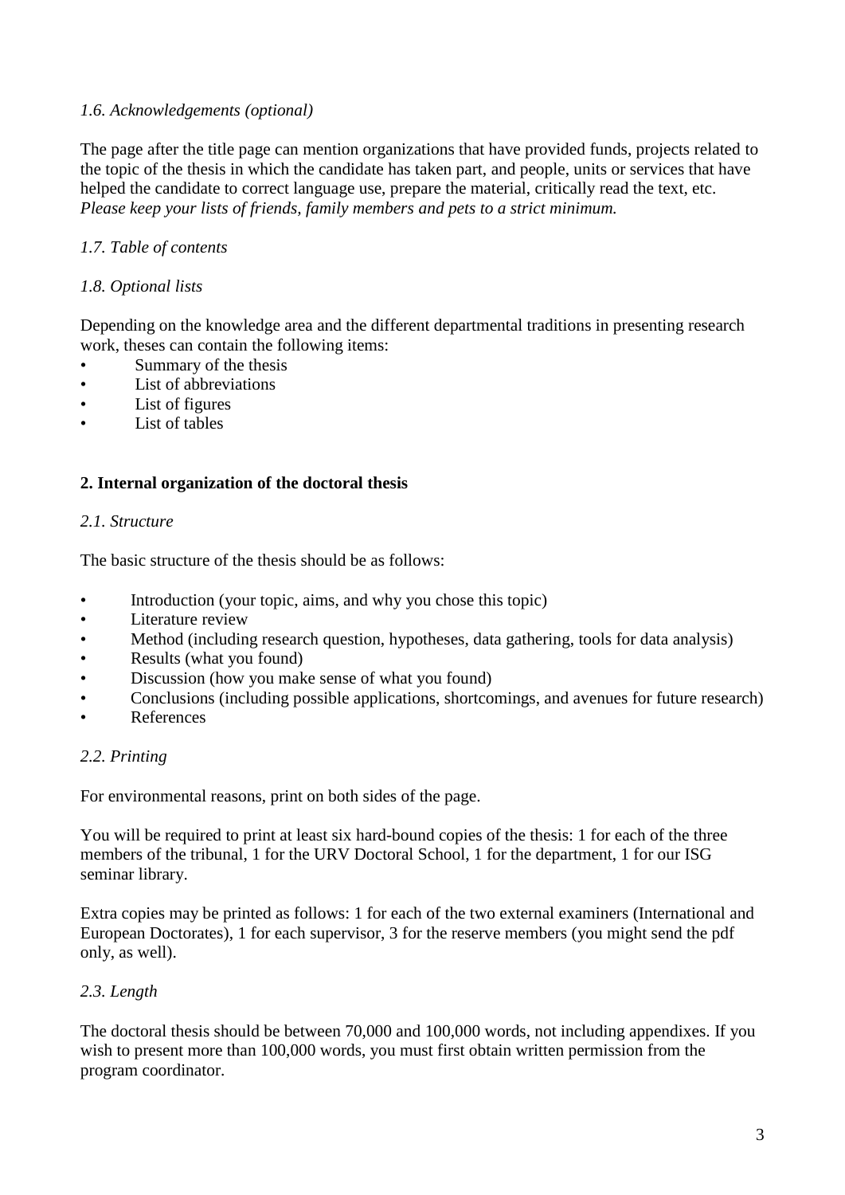*1.6. Acknowledgements (optional)*

The page after the title page can mention organizations that have provided funds, projects related to the topic of the thesis in which the candidate has taken part, and people, units or services that have helped the candidate to correct language use, prepare the material, critically read the text, etc. *Please keep your lists of friends, family members and pets to a strict minimum.*

*1.7. Table of contents*

*1.8. Optional lists*

Depending on the knowledge area and the different departmental traditions in presenting research work, theses can contain the following items:

- Summary of the thesis
- List of abbreviations
- List of figures
- List of tables

## 2. Internal organization of the doctoral thesis

*2.1. Structure*

The basic structure of the thesis should be as follows:

- Introduction (your topic, aims, and why you chose this topic)
- Literature review
- Method (including research question, hypotheses, data gathering, tools for data analysis)
- Results (what you found)
- Discussion (how you make sense of what you found)
- Conclusions (including possible applications, shortcomings, and avenues for future research)
- References

*2.2. Printing*

For environmental reasons, print on both sides of the page.

You will be required to print at least six hard-bound copies of the thesis: 1 for each of the three members of the tribunal, 1 for the URV Doctoral School, 1 for the department, 1 for our ISG seminar library.

Extra copies may be printed as follows: 1 for each of the two external examiners (International and European Doctorates), 1 for each supervisor, 3 for the reserve members (you might send the pdf only, as well).

*2.3. Length*

The doctoral thesis should be between 70,000 and 100,000 words, not including appendixes. If you wish to present more than 100,000 words, you must first obtain written permission from the program coordinator.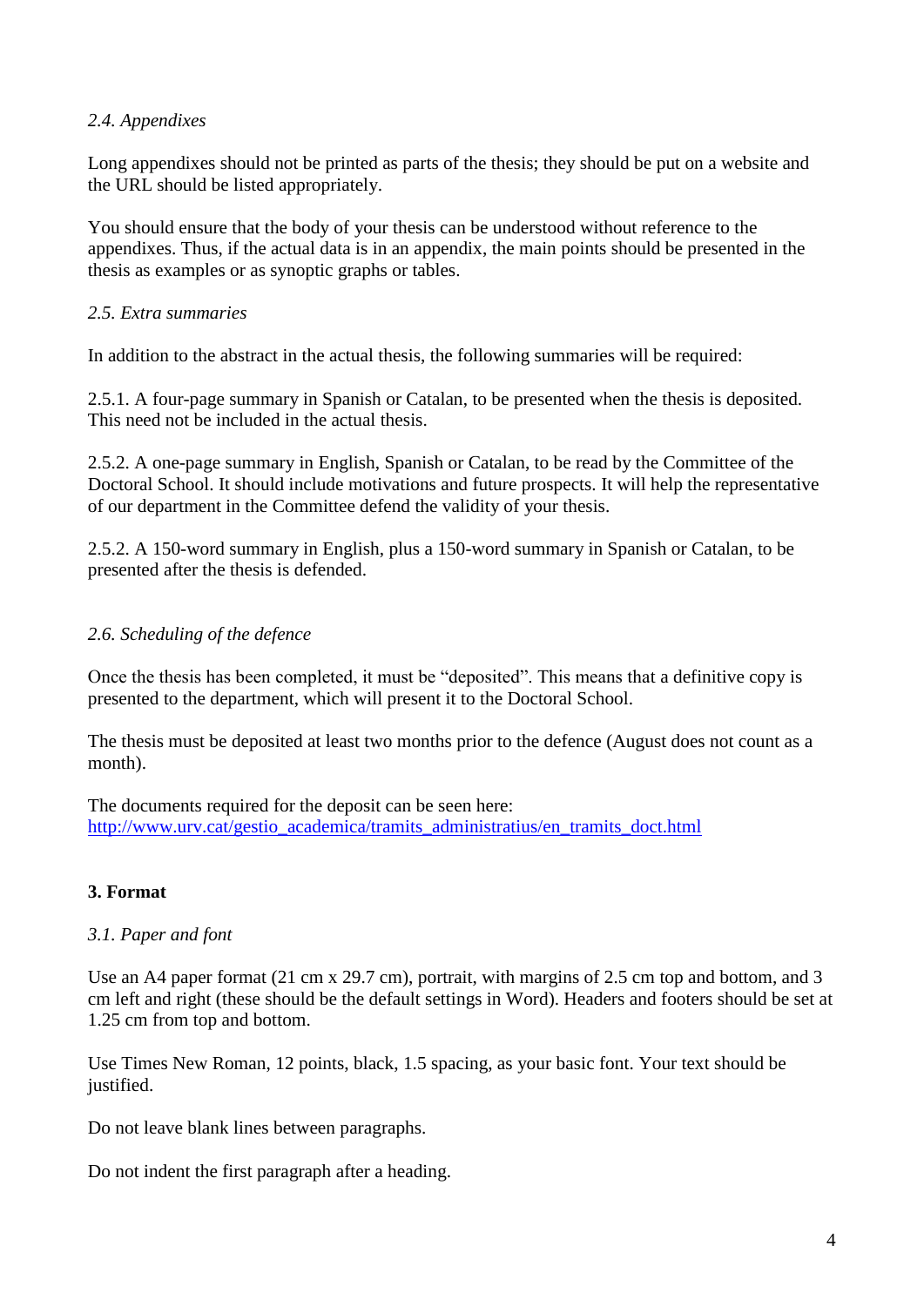### *2.4. Appendixes*

Long appendixes should not be printed as parts of the thesis; they should be put on a website and the URL should be listed appropriately.

You should ensure that the body of your thesis can be understood without reference to the appendixes. Thus, if the actual data is in an appendix, the main points should be presented in the thesis as examples or as synoptic graphs or tables.

### *2.5. Extra summaries*

In addition to the abstract in the actual thesis, the following summaries will be required:

2.5.1. A four-page summary in Spanish or Catalan, to be presented when the thesis is deposited. This need not be included in the actual thesis.

2.5.2. A one-page summary in English, Spanish or Catalan, to be read by the Committee of the Doctoral School. It should include motivations and future prospects. It will help the representative of our department in the Committee defend the validity of your thesis.

2.5.2. A 150-word summary in English, plus a 150-word summary in Spanish or Catalan, to be presented after the thesis is defended.

### *2.6. Scheduling of the defence*

Once the thesis has been completed, it must be "deposited". This means that a definitive copy is presented to the department, which will present it to the Doctoral School.

The thesis must be deposited at least two months prior to the defence (August does not count as a month).

The documents required for the deposit can be seen here:
[http://www.urv.cat/gestio_academica/tramits_administratius/en_tramits_doct.html](http://www.urv.cat/gestio_academica/tramits_administratius/en_tramits_doct.html)

## **3. Format**

### *3.1. Paper and font*

Use an A4 paper format (21 cm x 29.7 cm), portrait, with margins of 2.5 cm top and bottom, and 3 cm left and right (these should be the default settings in Word). Headers and footers should be set at 1.25 cm from top and bottom.

Use Times New Roman, 12 points, black, 1.5 spacing, as your basic font. Your text should be justified.

Do not leave blank lines between paragraphs.

Do not indent the first paragraph after a heading.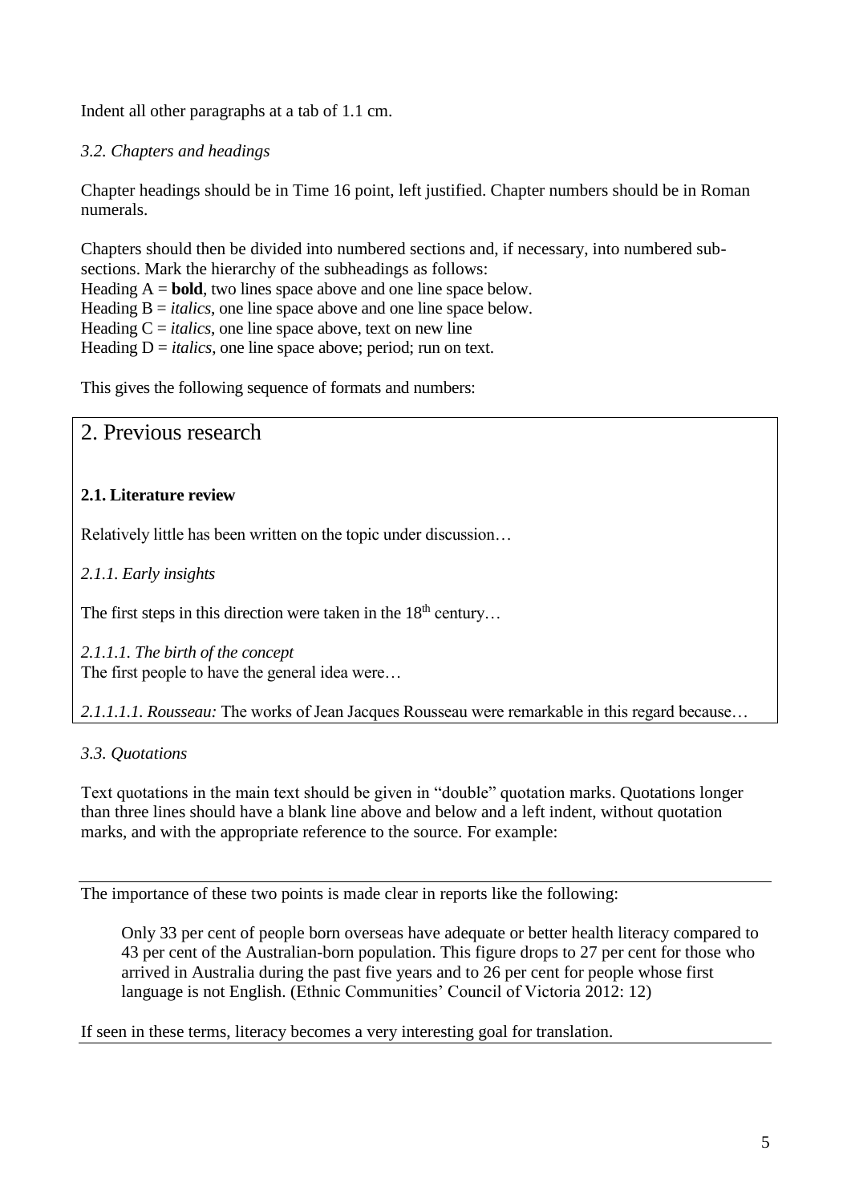Indent all other paragraphs at a tab of 1.1 cm.

*3.2. Chapters and headings*

Chapter headings should be in Time 16 point, left justified. Chapter numbers should be in Roman numerals.

Chapters should then be divided into numbered sections and, if necessary, into numbered sub-sections. Mark the hierarchy of the subheadings as follows:
Heading A = **bold**, two lines space above and one line space below.
Heading B = *italics*, one line space above and one line space below.
Heading C = *italics*, one line space above, text on new line
Heading D = *italics*, one line space above; period; run on text.

This gives the following sequence of formats and numbers:

2. Previous research

**2.1. Literature review**

Relatively little has been written on the topic under discussion…

*2.1.1. Early insights*

The first steps in this direction were taken in the 18th century…

*2.1.1.1. The birth of the concept*
The first people to have the general idea were…

*2.1.1.1.1. Rousseau:* The works of Jean Jacques Rousseau were remarkable in this regard because…

*3.3. Quotations*

Text quotations in the main text should be given in “double” quotation marks. Quotations longer than three lines should have a blank line above and below and a left indent, without quotation marks, and with the appropriate reference to the source. For example:

The importance of these two points is made clear in reports like the following:

> Only 33 per cent of people born overseas have adequate or better health literacy compared to 43 per cent of the Australian-born population. This figure drops to 27 per cent for those who arrived in Australia during the past five years and to 26 per cent for people whose first language is not English. (Ethnic Communities’ Council of Victoria 2012: 12)

If seen in these terms, literacy becomes a very interesting goal for translation.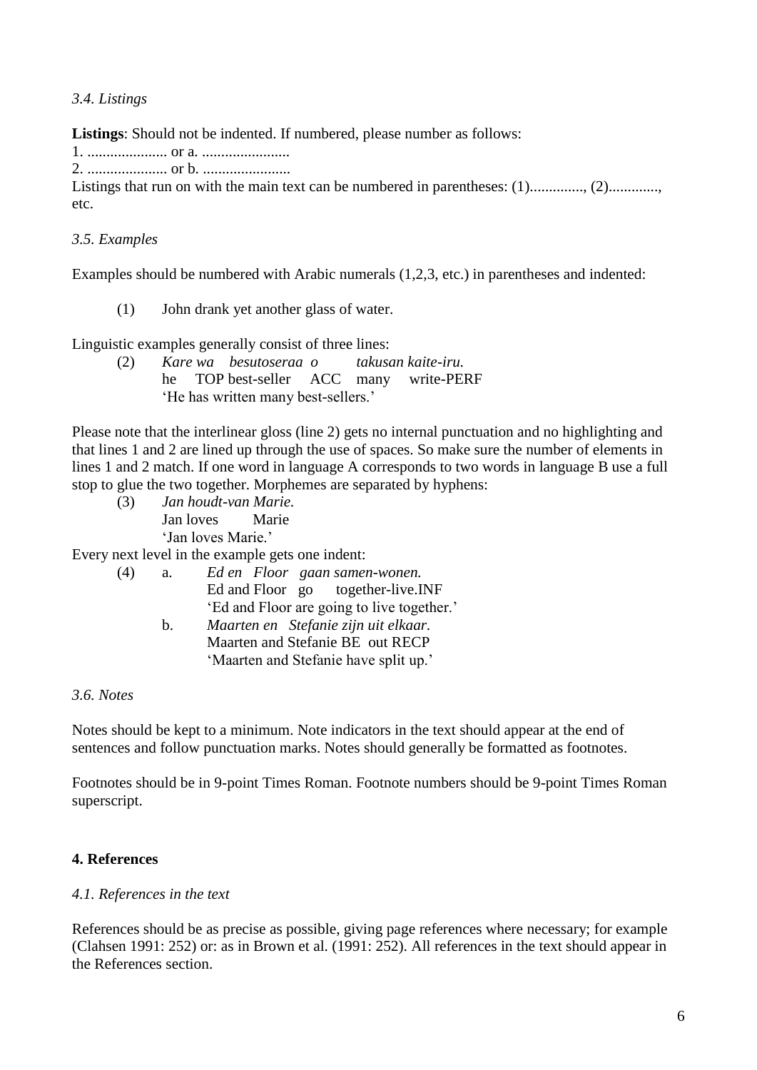*3.4. Listings*

**Listings**: Should not be indented. If numbered, please number as follows:
1. ..................... or a. .......................
2. ..................... or b. .......................
Listings that run on with the main text can be numbered in parentheses: (1).............., (2)............., etc.

*3.5. Examples*

Examples should be numbered with Arabic numerals (1,2,3, etc.) in parentheses and indented:

(1) John drank yet another glass of water.

Linguistic examples generally consist of three lines:

(2) *Kare wa besutoseraa o takusan kaite-iru.*
he TOP best-seller ACC many write-PERF
'He has written many best-sellers.'

Please note that the interlinear gloss (line 2) gets no internal punctuation and no highlighting and that lines 1 and 2 are lined up through the use of spaces. So make sure the number of elements in lines 1 and 2 match. If one word in language A corresponds to two words in language B use a full stop to glue the two together. Morphemes are separated by hyphens:

(3) *Jan houdt-van Marie.*
Jan loves Marie
'Jan loves Marie.'

Every next level in the example gets one indent:

(4) a. *Ed en Floor gaan samen-wonen.*
Ed and Floor go together-live.INF
'Ed and Floor are going to live together.'
b. *Maarten en Stefanie zijn uit elkaar.*
Maarten and Stefanie BE out RECP
'Maarten and Stefanie have split up.'

*3.6. Notes*

Notes should be kept to a minimum. Note indicators in the text should appear at the end of sentences and follow punctuation marks. Notes should generally be formatted as footnotes.

Footnotes should be in 9-point Times Roman. Footnote numbers should be 9-point Times Roman superscript.

## 4. References

*4.1. References in the text*

References should be as precise as possible, giving page references where necessary; for example (Clahsen 1991: 252) or: as in Brown et al. (1991: 252). All references in the text should appear in the References section.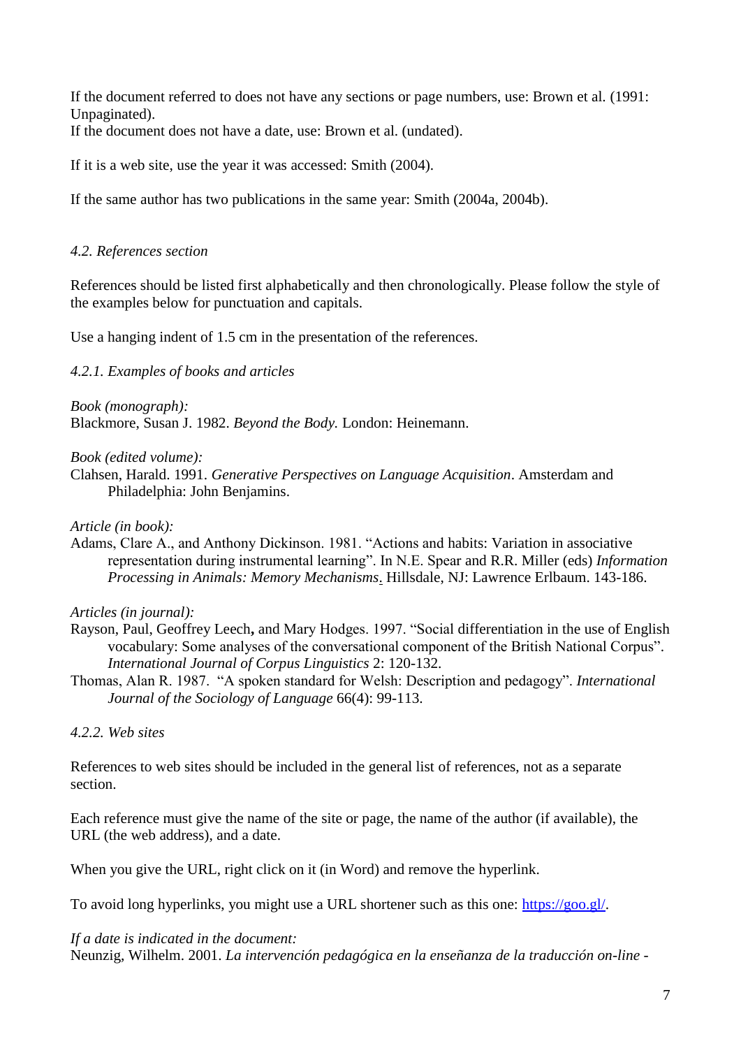If the document referred to does not have any sections or page numbers, use: Brown et al. (1991: Unpaginated).
If the document does not have a date, use: Brown et al. (undated).

If it is a web site, use the year it was accessed: Smith (2004).

If the same author has two publications in the same year: Smith (2004a, 2004b).

### *4.2. References section*

References should be listed first alphabetically and then chronologically. Please follow the style of the examples below for punctuation and capitals.

Use a hanging indent of 1.5 cm in the presentation of the references.

#### *4.2.1. Examples of books and articles*

*Book (monograph):*
Blackmore, Susan J. 1982. *Beyond the Body.* London: Heinemann.

*Book (edited volume):*
Clahsen, Harald. 1991. *Generative Perspectives on Language Acquisition*. Amsterdam and Philadelphia: John Benjamins.

*Article (in book):*
Adams, Clare A., and Anthony Dickinson. 1981. "Actions and habits: Variation in associative representation during instrumental learning". In N.E. Spear and R.R. Miller (eds) *Information Processing in Animals: Memory Mechanisms*. Hillsdale, NJ: Lawrence Erlbaum. 143-186.

*Articles (in journal):*
Rayson, Paul, Geoffrey Leech**,** and Mary Hodges. 1997. "Social differentiation in the use of English vocabulary: Some analyses of the conversational component of the British National Corpus". *International Journal of Corpus Linguistics* 2: 120-132.

Thomas, Alan R. 1987. "A spoken standard for Welsh: Description and pedagogy". *International Journal of the Sociology of Language* 66(4): 99-113.

#### *4.2.2. Web sites*

References to web sites should be included in the general list of references, not as a separate section.

Each reference must give the name of the site or page, the name of the author (if available), the URL (the web address), and a date.

When you give the URL, right click on it (in Word) and remove the hyperlink.

To avoid long hyperlinks, you might use a URL shortener such as this one: https://goo.gl/.

*If a date is indicated in the document:*
Neunzig, Wilhelm. 2001. *La intervención pedagógica en la enseñanza de la traducción on-line -*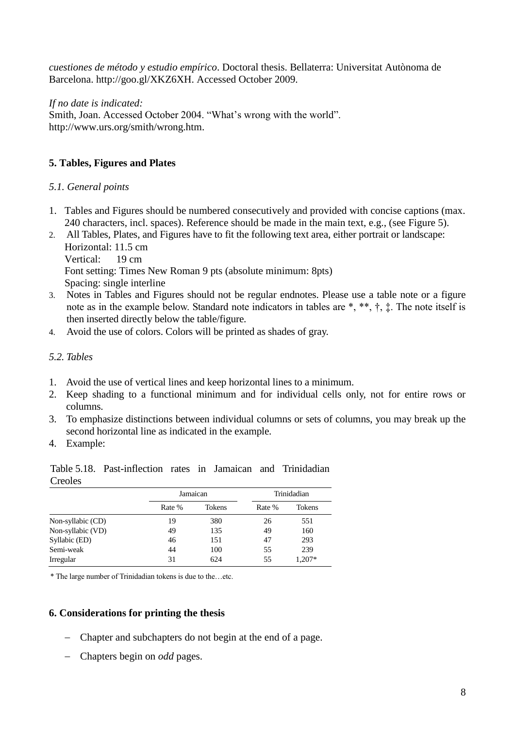*cuestiones de método y estudio empírico*. Doctoral thesis. Bellaterra: Universitat Autònoma de Barcelona. http://goo.gl/XKZ6XH. Accessed October 2009.

*If no date is indicated:*
Smith, Joan. Accessed October 2004. "What's wrong with the world". http://www.urs.org/smith/wrong.htm.

## 5. Tables, Figures and Plates

### *5.1. General points*

1. Tables and Figures should be numbered consecutively and provided with concise captions (max. 240 characters, incl. spaces). Reference should be made in the main text, e.g., (see Figure 5).
2. All Tables, Plates, and Figures have to fit the following text area, either portrait or landscape:
   Horizontal: 11.5 cm
   Vertical: 19 cm
   Font setting: Times New Roman 9 pts (absolute minimum: 8pts)
   Spacing: single interline
3. Notes in Tables and Figures should not be regular endnotes. Please use a table note or a figure note as in the example below. Standard note indicators in tables are *, **, †, ‡. The note itself is then inserted directly below the table/figure.
4. Avoid the use of colors. Colors will be printed as shades of gray.

### *5.2. Tables*

1. Avoid the use of vertical lines and keep horizontal lines to a minimum.
2. Keep shading to a functional minimum and for individual cells only, not for entire rows or columns.
3. To emphasize distinctions between individual columns or sets of columns, you may break up the second horizontal line as indicated in the example.
4. Example:

Table 5.18. Past-inflection rates in Jamaican and Trinidadian Creoles

| | Jamaican | | Trinidadian | |
|---|---|---|---|---|
| | Rate % | Tokens | Rate % | Tokens |
| Non-syllabic (CD) | 19 | 380 | 26 | 551 |
| Non-syllabic (VD) | 49 | 135 | 49 | 160 |
| Syllabic (ED) | 46 | 151 | 47 | 293 |
| Semi-weak | 44 | 100 | 55 | 239 |
| Irregular | 31 | 624 | 55 | 1,207* |

\* The large number of Trinidadian tokens is due to the…etc.

## 6. Considerations for printing the thesis

- Chapter and subchapters do not begin at the end of a page.
- Chapters begin on *odd* pages.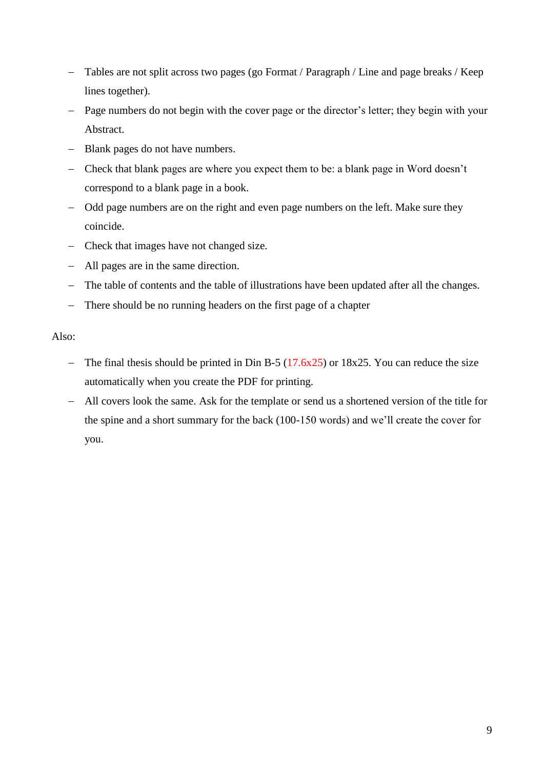- Tables are not split across two pages (go Format / Paragraph / Line and page breaks / Keep lines together).
- Page numbers do not begin with the cover page or the director's letter; they begin with your Abstract.
- Blank pages do not have numbers.
- Check that blank pages are where you expect them to be: a blank page in Word doesn't correspond to a blank page in a book.
- Odd page numbers are on the right and even page numbers on the left. Make sure they coincide.
- Check that images have not changed size.
- All pages are in the same direction.
- The table of contents and the table of illustrations have been updated after all the changes.
- There should be no running headers on the first page of a chapter

Also:

- The final thesis should be printed in Din B-5 (17.6x25) or 18x25. You can reduce the size automatically when you create the PDF for printing.
- All covers look the same. Ask for the template or send us a shortened version of the title for the spine and a short summary for the back (100-150 words) and we'll create the cover for you.